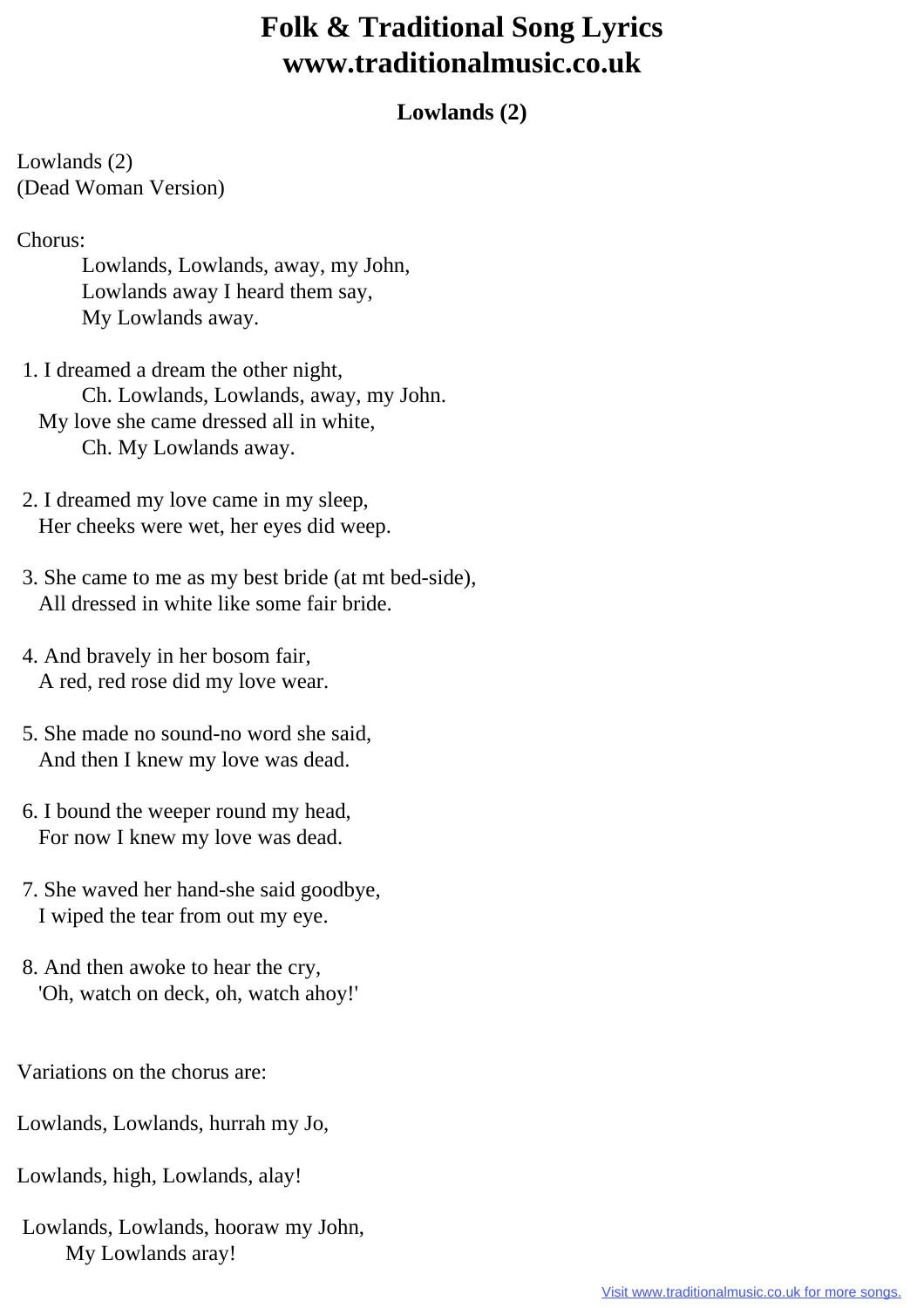# Folk & Traditional Song Lyrics
# www.traditionalmusic.co.uk

## Lowlands (2)

Lowlands (2)
(Dead Woman Version)

Chorus:

> Lowlands, Lowlands, away, my John,
> Lowlands away I heard them say,
> My Lowlands away.

1. I dreamed a dream the other night,
   Ch. Lowlands, Lowlands, away, my John.
   My love she came dressed all in white,
   Ch. My Lowlands away.

2. I dreamed my love came in my sleep,
   Her cheeks were wet, her eyes did weep.

3. She came to me as my best bride (at mt bed-side),
   All dressed in white like some fair bride.

4. And bravely in her bosom fair,
   A red, red rose did my love wear.

5. She made no sound-no word she said,
   And then I knew my love was dead.

6. I bound the weeper round my head,
   For now I knew my love was dead.

7. She waved her hand-she said goodbye,
   I wiped the tear from out my eye.

8. And then awoke to hear the cry,
   'Oh, watch on deck, oh, watch ahoy!'

Variations on the chorus are:

Lowlands, Lowlands, hurrah my Jo,

Lowlands, high, Lowlands, alay!

Lowlands, Lowlands, hooraw my John,
My Lowlands aray!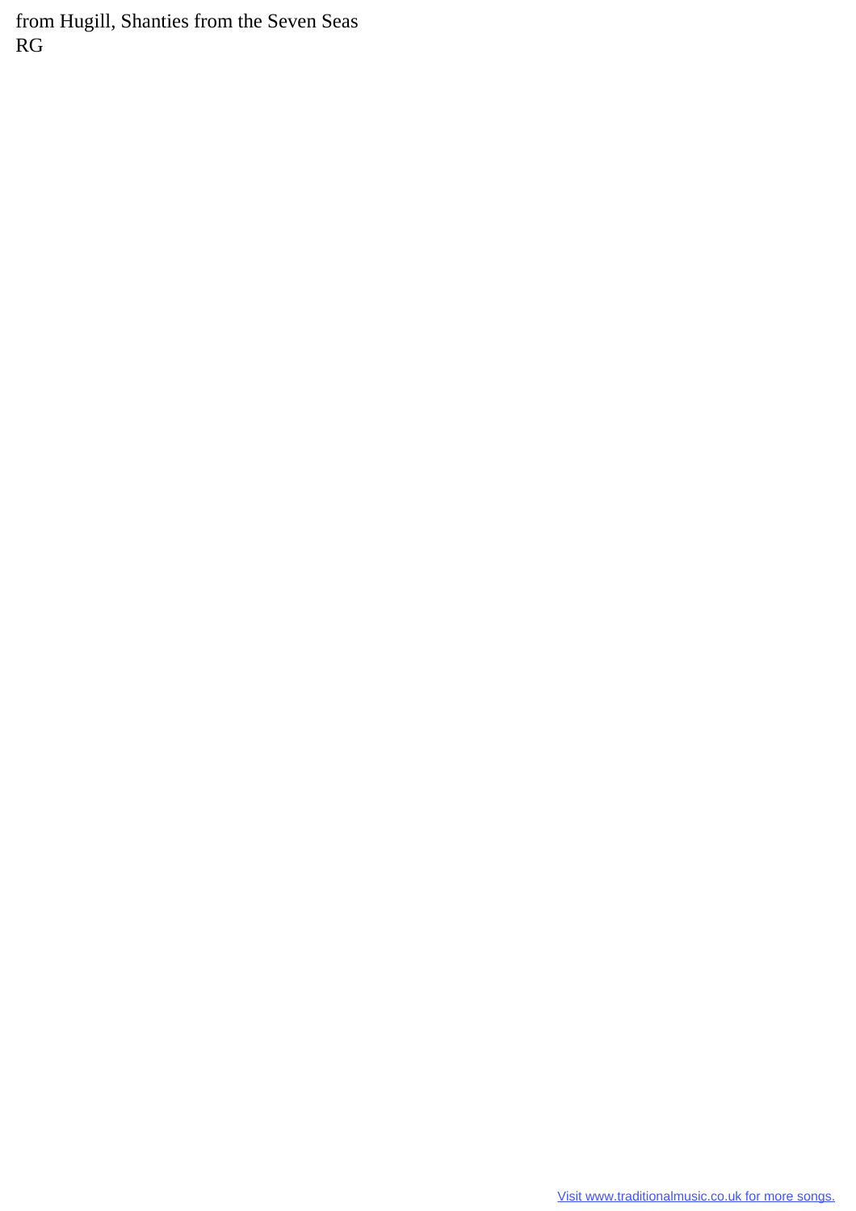from Hugill, Shanties from the Seven Seas
RG

[Visit www.traditionalmusic.co.uk for more songs.](http://www.traditionalmusic.co.uk)